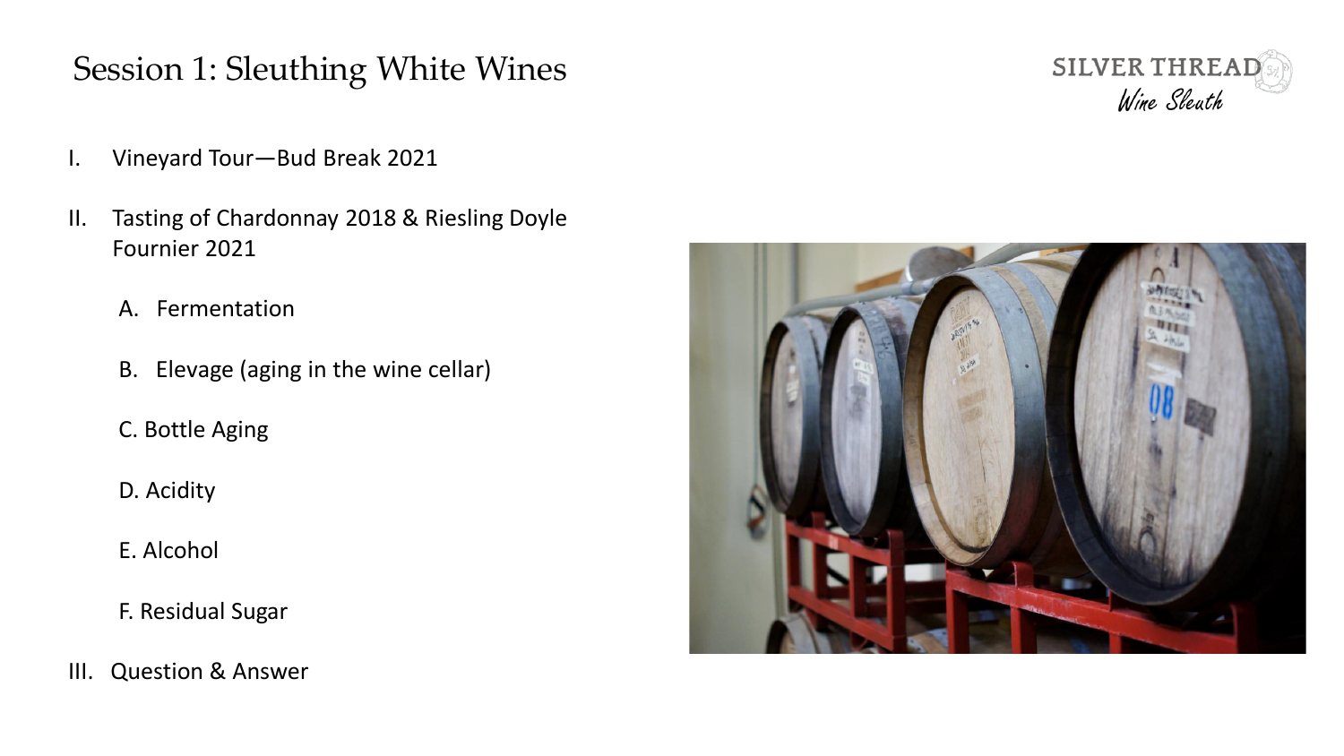# Session 1: Sleuthing White Wines

SILVER THREAD
*Wine Sleuth*

I. Vineyard Tour—Bud Break 2021

II. Tasting of Chardonnay 2018 & Riesling Doyle Fournier 2021

   A. Fermentation

   B. Elevage (aging in the wine cellar)

   C. Bottle Aging

   D. Acidity

   E. Alcohol

   F. Residual Sugar

III. Question & Answer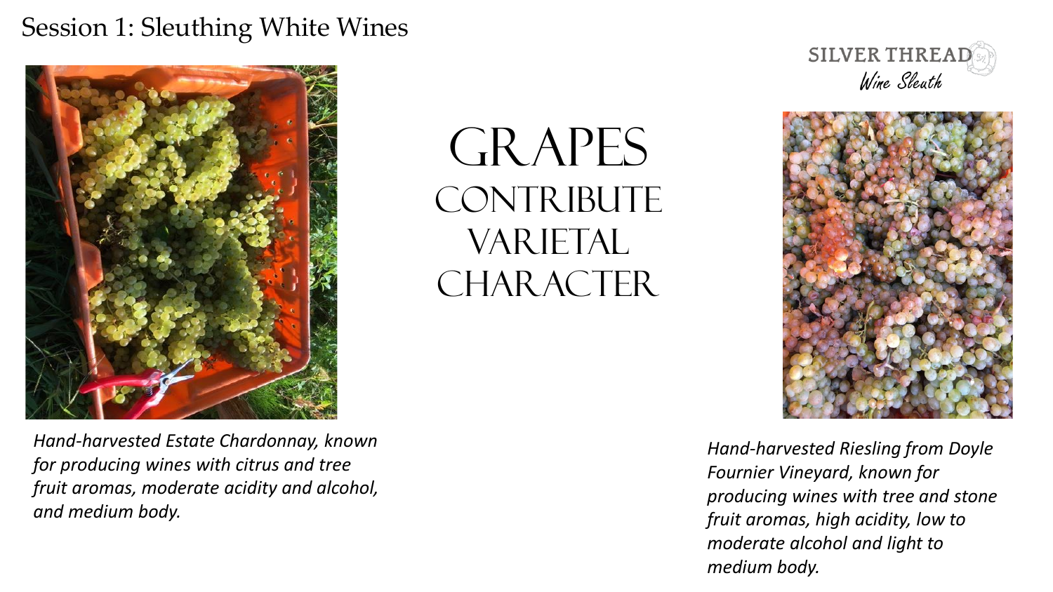Session 1: Sleuthing White Wines

SILVER THREAD
Wine Sleuth

# GRAPES CONTRIBUTE VARIETAL CHARACTER

*Hand-harvested Estate Chardonnay, known for producing wines with citrus and tree fruit aromas, moderate acidity and alcohol, and medium body.*

*Hand-harvested Riesling from Doyle Fournier Vineyard, known for producing wines with tree and stone fruit aromas, high acidity, low to moderate alcohol and light to medium body.*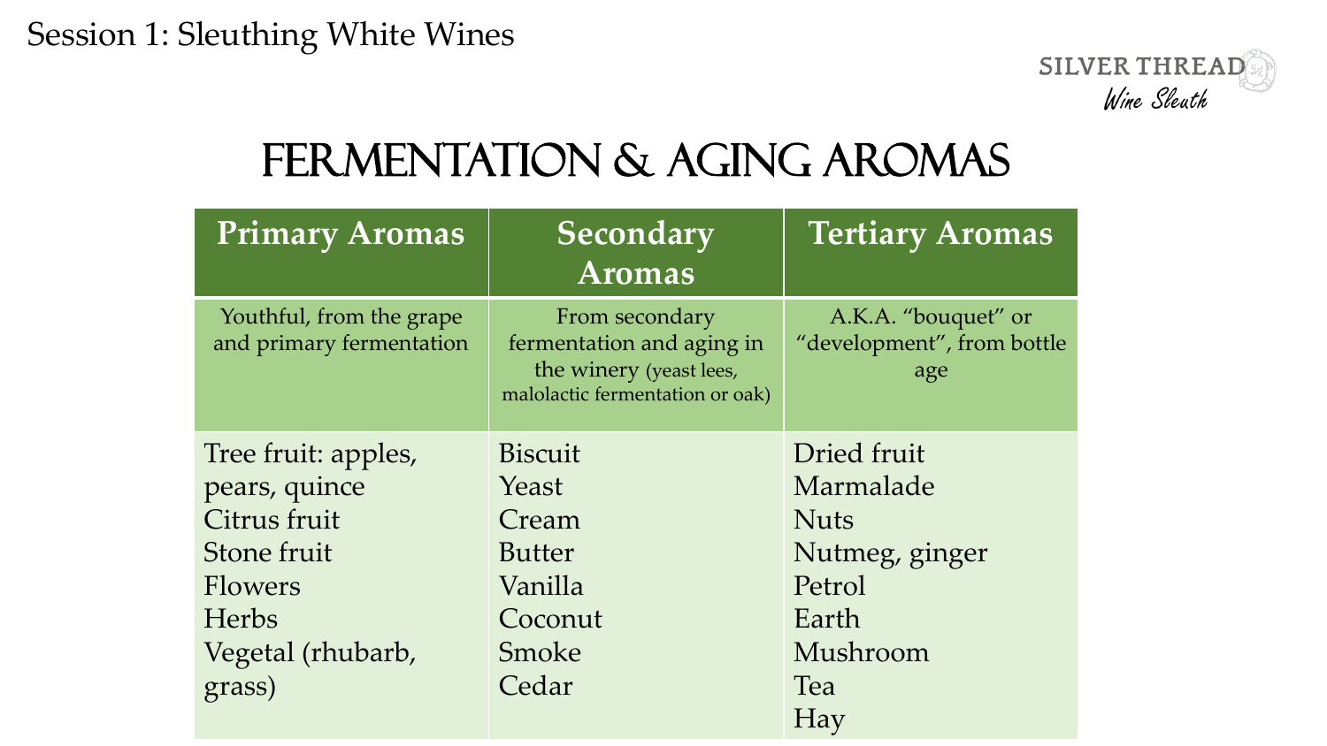Session 1: Sleuthing White Wines

SILVER THREAD
*Wine Sleuth*

# Fermentation & Aging Aromas

| Primary Aromas | Secondary Aromas | Tertiary Aromas |
|---|---|---|
| Youthful, from the grape and primary fermentation | From secondary fermentation and aging in the winery (yeast lees, malolactic fermentation or oak) | A.K.A. "bouquet" or "development", from bottle age |
| Tree fruit: apples, pears, quince<br>Citrus fruit<br>Stone fruit<br>Flowers<br>Herbs<br>Vegetal (rhubarb, grass) | Biscuit<br>Yeast<br>Cream<br>Butter<br>Vanilla<br>Coconut<br>Smoke<br>Cedar | Dried fruit<br>Marmalade<br>Nuts<br>Nutmeg, ginger<br>Petrol<br>Earth<br>Mushroom<br>Tea<br>Hay |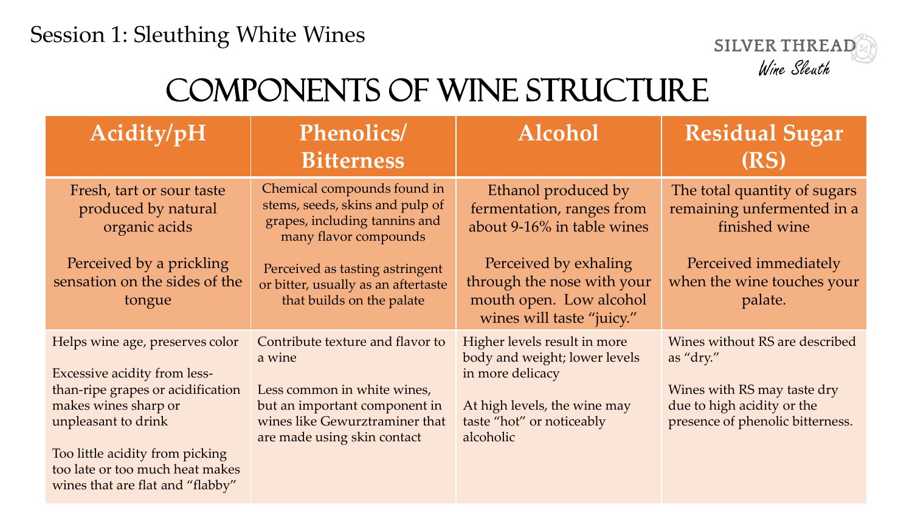Session 1: Sleuthing White Wines

SILVER THREAD *Wine Sleuth*

# Components of Wine Structure

| Acidity/pH | Phenolics/ Bitterness | Alcohol | Residual Sugar (RS) |
|---|---|---|---|
| Fresh, tart or sour taste produced by natural organic acids<br><br>Perceived by a prickling sensation on the sides of the tongue | Chemical compounds found in stems, seeds, skins and pulp of grapes, including tannins and many flavor compounds<br><br>Perceived as tasting astringent or bitter, usually as an aftertaste that builds on the palate | Ethanol produced by fermentation, ranges from about 9-16% in table wines<br><br>Perceived by exhaling through the nose with your mouth open. Low alcohol wines will taste "juicy." | The total quantity of sugars remaining unfermented in a finished wine<br><br>Perceived immediately when the wine touches your palate. |
| Helps wine age, preserves color<br><br>Excessive acidity from less-than-ripe grapes or acidification makes wines sharp or unpleasant to drink<br><br>Too little acidity from picking too late or too much heat makes wines that are flat and "flabby" | Contribute texture and flavor to a wine<br><br>Less common in white wines, but an important component in wines like Gewurztraminer that are made using skin contact | Higher levels result in more body and weight; lower levels in more delicacy<br><br>At high levels, the wine may taste "hot" or noticeably alcoholic | Wines without RS are described as "dry."<br><br>Wines with RS may taste dry due to high acidity or the presence of phenolic bitterness. |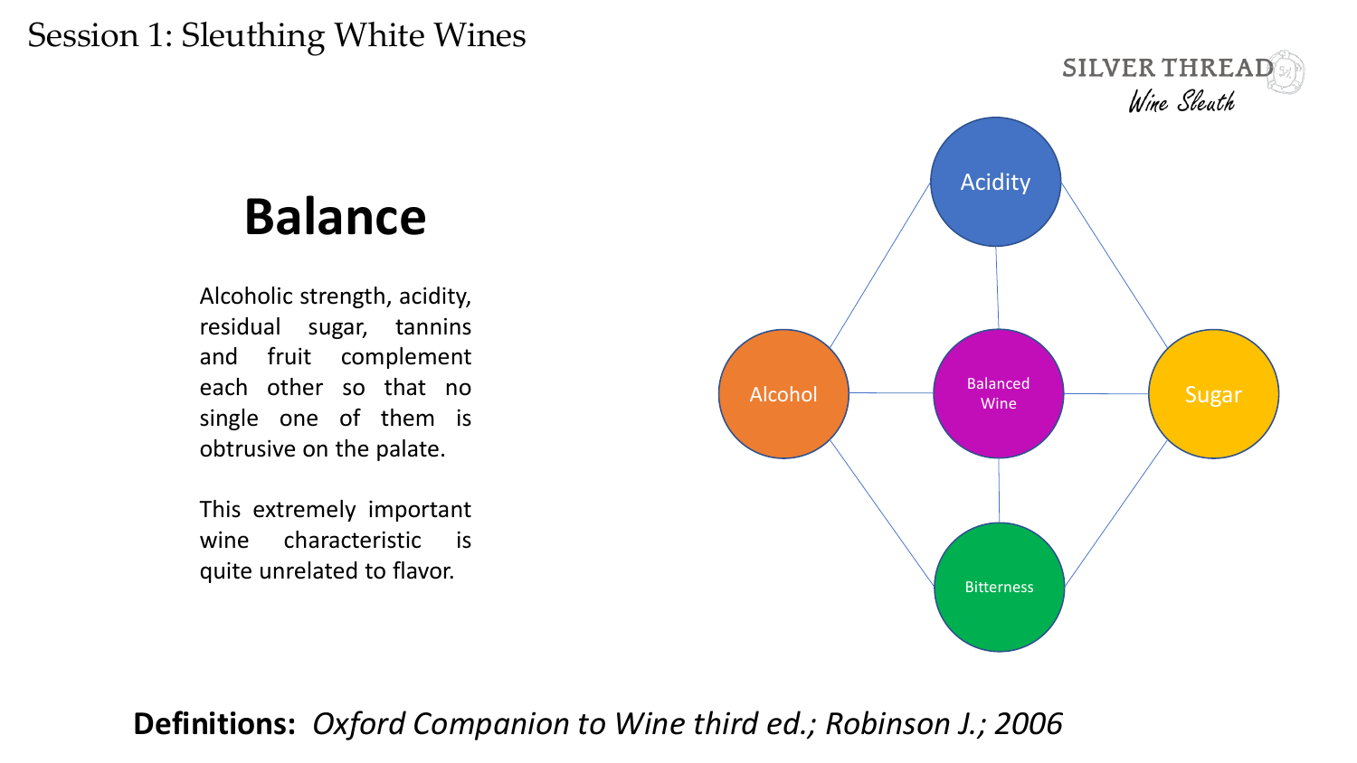Session 1: Sleuthing White Wines

# Balance

Alcoholic strength, acidity, residual sugar, tannins and fruit complement each other so that no single one of them is obtrusive on the palate.

This extremely important wine characteristic is quite unrelated to flavor.

Acidity

Alcohol

Balanced Wine

Sugar

Bitterness

**Definitions:** *Oxford Companion to Wine third ed.; Robinson J.; 2006*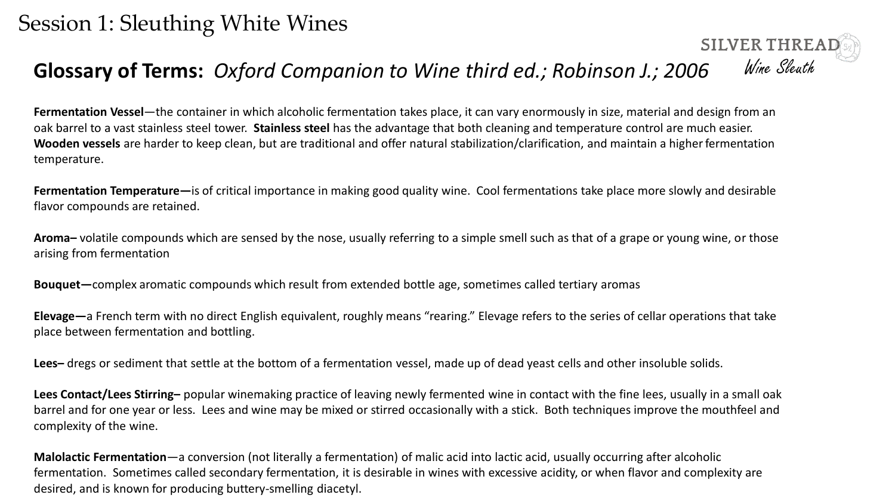# Session 1: Sleuthing White Wines

SILVER THREAD *Wine Sleuth*

## Glossary of Terms: *Oxford Companion to Wine third ed.; Robinson J.; 2006*

**Fermentation Vessel**—the container in which alcoholic fermentation takes place, it can vary enormously in size, material and design from an oak barrel to a vast stainless steel tower. **Stainless steel** has the advantage that both cleaning and temperature control are much easier. **Wooden vessels** are harder to keep clean, but are traditional and offer natural stabilization/clarification, and maintain a higher fermentation temperature.

**Fermentation Temperature—**is of critical importance in making good quality wine. Cool fermentations take place more slowly and desirable flavor compounds are retained.

**Aroma–** volatile compounds which are sensed by the nose, usually referring to a simple smell such as that of a grape or young wine, or those arising from fermentation

**Bouquet—**complex aromatic compounds which result from extended bottle age, sometimes called tertiary aromas

**Elevage—**a French term with no direct English equivalent, roughly means "rearing." Elevage refers to the series of cellar operations that take place between fermentation and bottling.

**Lees–** dregs or sediment that settle at the bottom of a fermentation vessel, made up of dead yeast cells and other insoluble solids.

**Lees Contact/Lees Stirring–** popular winemaking practice of leaving newly fermented wine in contact with the fine lees, usually in a small oak barrel and for one year or less. Lees and wine may be mixed or stirred occasionally with a stick. Both techniques improve the mouthfeel and complexity of the wine.

**Malolactic Fermentation**—a conversion (not literally a fermentation) of malic acid into lactic acid, usually occurring after alcoholic fermentation. Sometimes called secondary fermentation, it is desirable in wines with excessive acidity, or when flavor and complexity are desired, and is known for producing buttery-smelling diacetyl.